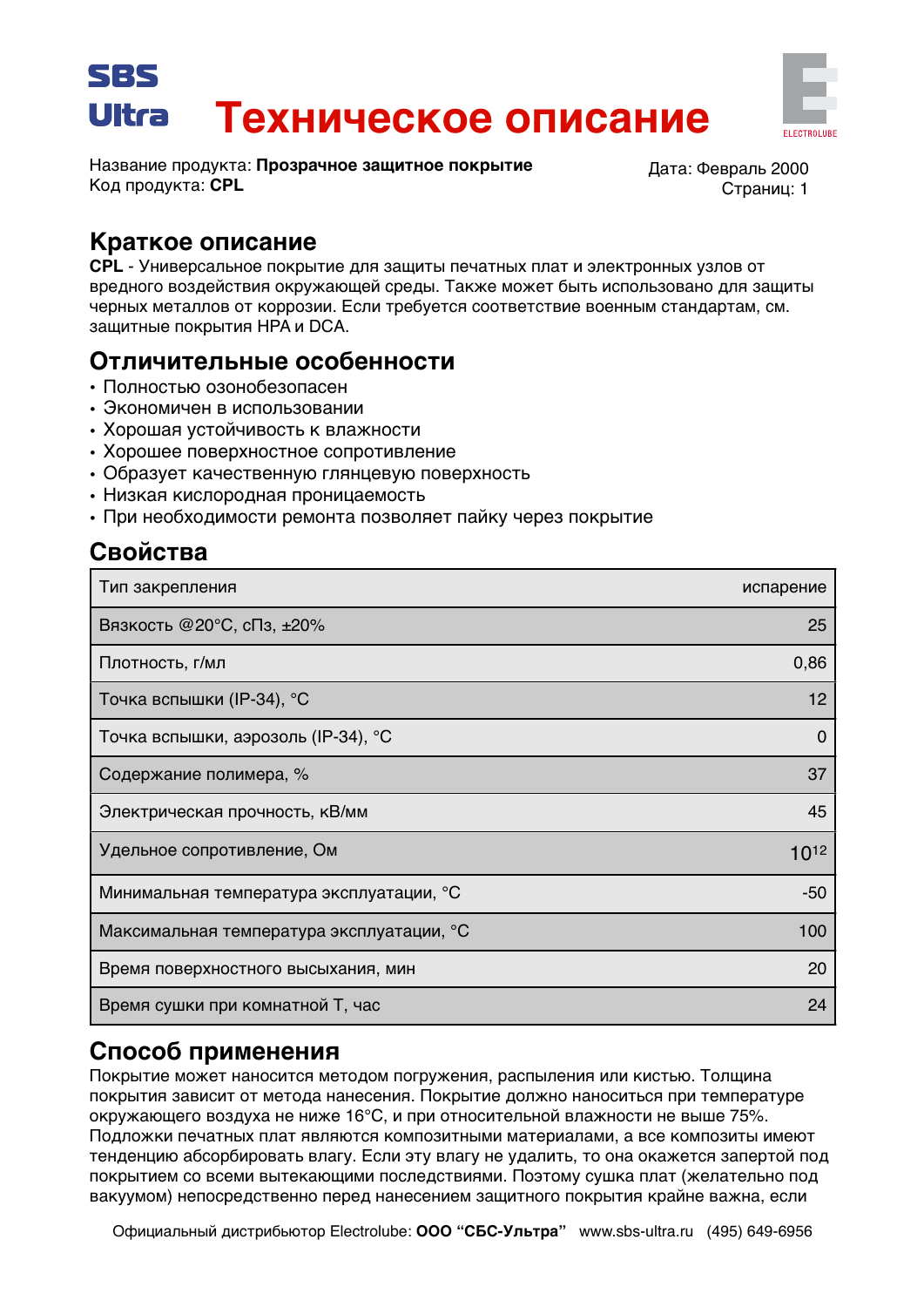# Техническое описание

Название продукта: **Прозрачное защитное покрытие**
Код продукта: **CPL**

Дата: Февраль 2000
Страниц: 1

## Краткое описание

**CPL** - Универсальное покрытие для защиты печатных плат и электронных узлов от вредного воздействия окружающей среды. Также может быть использовано для защиты черных металлов от коррозии. Если требуется соответствие военным стандартам, см. защитные покрытия HPA и DCA.

## Отличительные особенности

- Полностью озонобезопасен
- Экономичен в использовании
- Хорошая устойчивость к влажности
- Хорошее поверхностное сопротивление
- Образует качественную глянцевую поверхность
- Низкая кислородная проницаемость
- При необходимости ремонта позволяет пайку через покрытие

## Свойства

| Свойство | Значение |
|---|---|
| Тип закрепления | испарение |
| Вязкость @20°C, сПз, ±20% | 25 |
| Плотность, г/мл | 0,86 |
| Точка вспышки (IP-34), °C | 12 |
| Точка вспышки, аэрозоль (IP-34), °C | 0 |
| Содержание полимера, % | 37 |
| Электрическая прочность, кВ/мм | 45 |
| Удельное сопротивление, Ом | $10^{12}$ |
| Минимальная температура эксплуатации, °C | -50 |
| Максимальная температура эксплуатации, °C | 100 |
| Время поверхностного высыхания, мин | 20 |
| Время сушки при комнатной Т, час | 24 |

## Способ применения

Покрытие может наносится методом погружения, распыления или кистью. Толщина покрытия зависит от метода нанесения. Покрытие должно наноситься при температуре окружающего воздуха не ниже 16°C, и при относительной влажности не выше 75%. Подложки печатных плат являются композитными материалами, а все композиты имеют тенденцию абсорбировать влагу. Если эту влагу не удалить, то она окажется запертой под покрытием со всеми вытекающими последствиями. Поэтому сушка плат (желательно под вакуумом) непосредственно перед нанесением защитного покрытия крайне важна, если

Официальный дистрибьютор Electrolube: **ООО "СБС-Ультра"** www.sbs-ultra.ru (495) 649-6956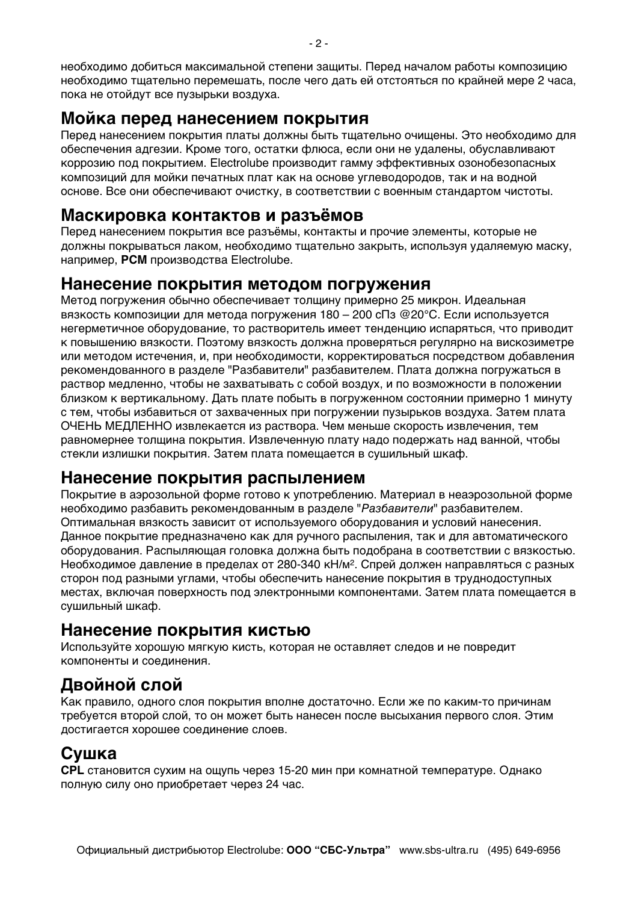необходимо добиться максимальной степени защиты. Перед началом работы композицию необходимо тщательно перемешать, после чего дать ей отстояться по крайней мере 2 часа, пока не отойдут все пузырьки воздуха.

## Мойка перед нанесением покрытия

Перед нанесением покрытия платы должны быть тщательно очищены. Это необходимо для обеспечения адгезии. Кроме того, остатки флюса, если они не удалены, обуславливают коррозию под покрытием. Electrolube производит гамму эффективных озонобезопасных композиций для мойки печатных плат как на основе углеводородов, так и на водной основе. Все они обеспечивают очистку, в соответствии с военным стандартом чистоты.

## Маскировка контактов и разъёмов

Перед нанесением покрытия все разъёмы, контакты и прочие элементы, которые не должны покрываться лаком, необходимо тщательно закрыть, используя удаляемую маску, например, **PCM** производства Electrolube.

## Нанесение покрытия методом погружения

Метод погружения обычно обеспечивает толщину примерно 25 микрон. Идеальная вязкость композиции для метода погружения 180 – 200 сПз @20°C. Если используется негерметичное оборудование, то растворитель имеет тенденцию испаряться, что приводит к повышению вязкости. Поэтому вязкость должна проверяться регулярно на вискозиметре или методом истечения, и, при необходимости, корректироваться посредством добавления рекомендованного в разделе "Разбавители" разбавителем. Плата должна погружаться в раствор медленно, чтобы не захватывать с собой воздух, и по возможности в положении близком к вертикальному. Дать плате побыть в погруженном состоянии примерно 1 минуту с тем, чтобы избавиться от захваченных при погружении пузырьков воздуха. Затем плата ОЧЕНЬ МЕДЛЕННО извлекается из раствора. Чем меньше скорость извлечения, тем равномернее толщина покрытия. Извлеченную плату надо подержать над ванной, чтобы стекли излишки покрытия. Затем плата помещается в сушильный шкаф.

## Нанесение покрытия распылением

Покрытие в аэрозольной форме готово к употреблению. Материал в неаэрозольной форме необходимо разбавить рекомендованным в разделе "*Разбавители*" разбавителем. Оптимальная вязкость зависит от используемого оборудования и условий нанесения. Данное покрытие предназначено как для ручного распыления, так и для автоматического оборудования. Распыляющая головка должна быть подобрана в соответствии с вязкостью. Необходимое давление в пределах от 280-340 кН/м$^2$. Спрей должен направляться с разных сторон под разными углами, чтобы обеспечить нанесение покрытия в труднодоступных местах, включая поверхность под электронными компонентами. Затем плата помещается в сушильный шкаф.

## Нанесение покрытия кистью

Используйте хорошую мягкую кисть, которая не оставляет следов и не повредит компоненты и соединения.

## Двойной слой

Как правило, одного слоя покрытия вполне достаточно. Если же по каким-то причинам требуется второй слой, то он может быть нанесен после высыхания первого слоя. Этим достигается хорошее соединение слоев.

## Сушка

**CPL** становится сухим на ощупь через 15-20 мин при комнатной температуре. Однако полную силу оно приобретает через 24 час.

Официальный дистрибьютор Electrolube: **ООО "СБС-Ультра"** www.sbs-ultra.ru (495) 649-6956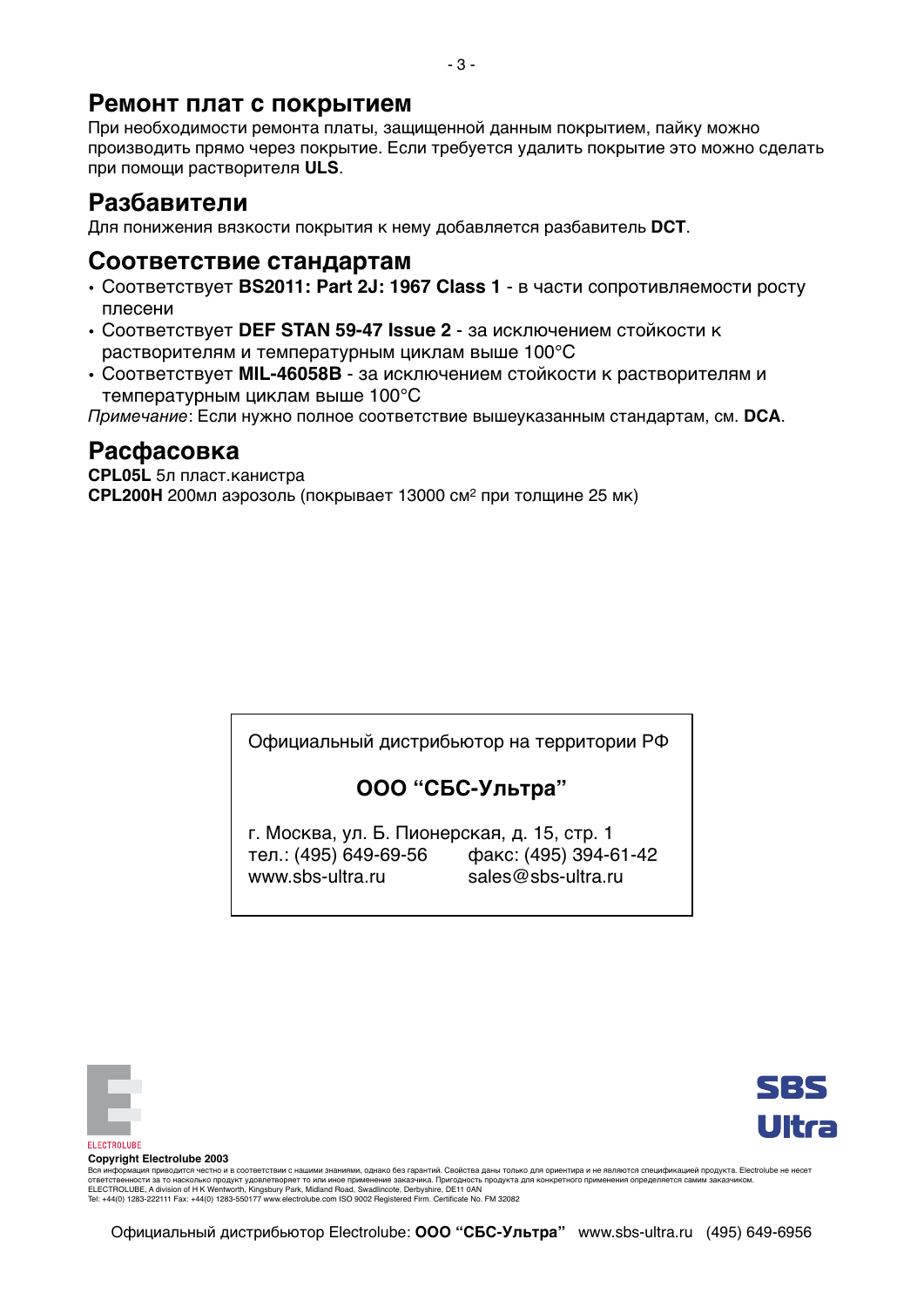## Ремонт плат с покрытием

При необходимости ремонта платы, защищенной данным покрытием, пайку можно производить прямо через покрытие. Если требуется удалить покрытие это можно сделать при помощи растворителя **ULS**.

## Разбавители

Для понижения вязкости покрытия к нему добавляется разбавитель **DCT**.

## Соответствие стандартам

- Соответствует **BS2011: Part 2J: 1967 Class 1** - в части сопротивляемости росту плесени
- Соответствует **DEF STAN 59-47 Issue 2** - за исключением стойкости к растворителям и температурным циклам выше 100°C
- Соответствует **MIL-46058B** - за исключением стойкости к растворителям и температурным циклам выше 100°C

*Примечание*: Если нужно полное соответствие вышеуказанным стандартам, см. **DCA**.

## Расфасовка

**CPL05L** 5л пласт.канистра
**CPL200H** 200мл аэрозоль (покрывает 13000 см$^2$ при толщине 25 мк)

Официальный дистрибьютор на территории РФ

**ООО “СБС-Ультра”**

г. Москва, ул. Б. Пионерская, д. 15, стр. 1
тел.: (495) 649-69-56 факс: (495) 394-61-42
www.sbs-ultra.ru sales@sbs-ultra.ru

ELECTROLUBE

SBS Ultra

**Copyright Electrolube 2003**
Вся информация приводится честно и в соответствии с нашими знаниями, однако без гарантий. Свойства даны только для ориентира и не являются спецификацией продукта. Electrolube не несет ответственности за то насколько продукт удовлетворяет то или иное применение заказчика. Пригодность продукта для конкретного применения определяется самим заказчиком.
ELECTROLUBE, A division of H K Wentworth, Kingsbury Park, Midland Road, Swadlincote, Derbyshire, DE11 0AN
Tel: +44(0) 1283-222111 Fax: +44(0) 1283-550177 www.electrolube.com ISO 9002 Registered Firm. Certificate No. FM 32082

Официальный дистрибьютор Electrolube: **ООО “СБС-Ультра”** www.sbs-ultra.ru (495) 649-6956